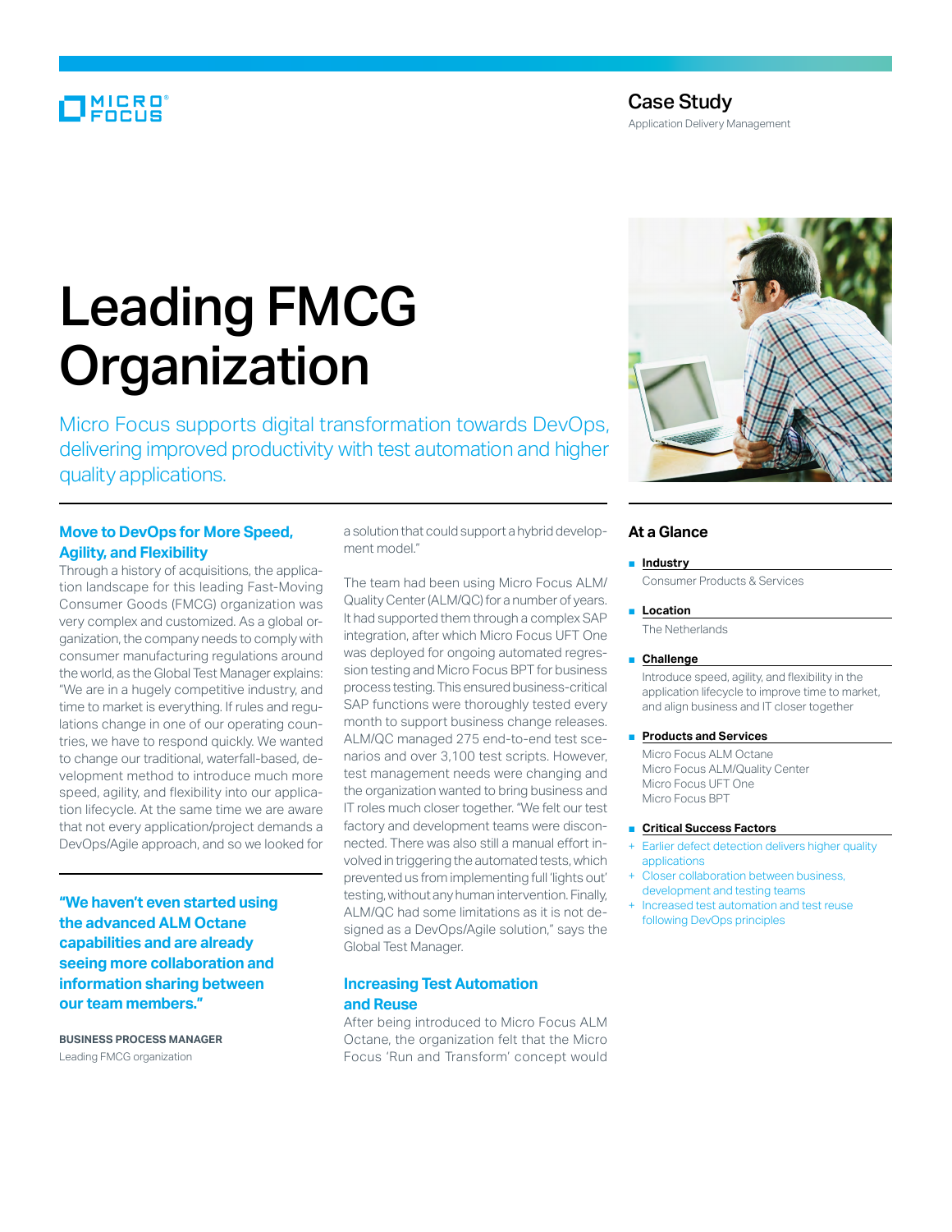Case Study

Application Delivery Management

# Leading FMCG Organization

Micro Focus supports digital transformation towards DevOps, delivering improved productivity with test automation and higher quality applications.

## Move to DevOps for More Speed, Agility, and Flexibility

Through a history of acquisitions, the application landscape for this leading Fast-Moving Consumer Goods (FMCG) organization was very complex and customized. As a global organization, the company needs to comply with consumer manufacturing regulations around the world, as the Global Test Manager explains: "We are in a hugely competitive industry, and time to market is everything. If rules and regulations change in one of our operating countries, we have to respond quickly. We wanted to change our traditional, waterfall-based, development method to introduce much more speed, agility, and flexibility into our application lifecycle. At the same time we are aware that not every application/project demands a DevOps/Agile approach, and so we looked for a solution that could support a hybrid development model."

**"We haven't even started using the advanced ALM Octane capabilities and are already seeing more collaboration and information sharing between our team members."**

**BUSINESS PROCESS MANAGER**
Leading FMCG organization

The team had been using Micro Focus ALM/Quality Center (ALM/QC) for a number of years. It had supported them through a complex SAP integration, after which Micro Focus UFT One was deployed for ongoing automated regression testing and Micro Focus BPT for business process testing. This ensured business-critical SAP functions were thoroughly tested every month to support business change releases. ALM/QC managed 275 end-to-end test scenarios and over 3,100 test scripts. However, test management needs were changing and the organization wanted to bring business and IT roles much closer together. "We felt our test factory and development teams were disconnected. There was also still a manual effort involved in triggering the automated tests, which prevented us from implementing full 'lights out' testing, without any human intervention. Finally, ALM/QC had some limitations as it is not designed as a DevOps/Agile solution," says the Global Test Manager.

## Increasing Test Automation and Reuse

After being introduced to Micro Focus ALM Octane, the organization felt that the Micro Focus 'Run and Transform' concept would

## At a Glance

- **Industry**

  Consumer Products & Services

- **Location**

  The Netherlands

- **Challenge**

  Introduce speed, agility, and flexibility in the application lifecycle to improve time to market, and align business and IT closer together

- **Products and Services**

  Micro Focus ALM Octane
  Micro Focus ALM/Quality Center
  Micro Focus UFT One
  Micro Focus BPT

- **Critical Success Factors**

  + Earlier defect detection delivers higher quality applications
  + Closer collaboration between business, development and testing teams
  + Increased test automation and test reuse following DevOps principles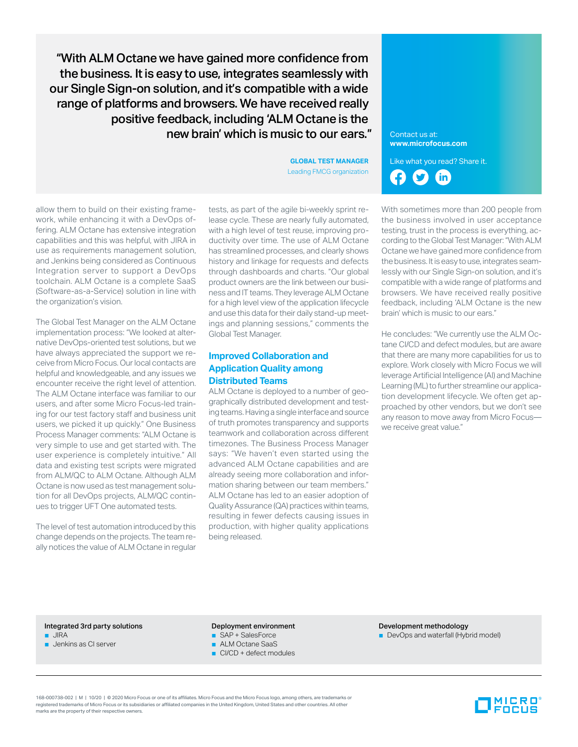> "With ALM Octane we have gained more confidence from the business. It is easy to use, integrates seamlessly with our Single Sign-on solution, and it's compatible with a wide range of platforms and browsers. We have received really positive feedback, including 'ALM Octane is the new brain' which is music to our ears."
>
> **GLOBAL TEST MANAGER**
> Leading FMCG organization

Contact us at:
**www.microfocus.com**

Like what you read? Share it.

allow them to build on their existing framework, while enhancing it with a DevOps offering. ALM Octane has extensive integration capabilities and this was helpful, with JIRA in use as requirements management solution, and Jenkins being considered as Continuous Integration server to support a DevOps toolchain. ALM Octane is a complete SaaS (Software-as-a-Service) solution in line with the organization's vision.

The Global Test Manager on the ALM Octane implementation process: "We looked at alternative DevOps-oriented test solutions, but we have always appreciated the support we receive from Micro Focus. Our local contacts are helpful and knowledgeable, and any issues we encounter receive the right level of attention. The ALM Octane interface was familiar to our users, and after some Micro Focus-led training for our test factory staff and business unit users, we picked it up quickly." One Business Process Manager comments: "ALM Octane is very simple to use and get started with. The user experience is completely intuitive." All data and existing test scripts were migrated from ALM/QC to ALM Octane. Although ALM Octane is now used as test management solution for all DevOps projects, ALM/QC continues to trigger UFT One automated tests.

The level of test automation introduced by this change depends on the projects. The team really notices the value of ALM Octane in regular tests, as part of the agile bi-weekly sprint release cycle. These are nearly fully automated, with a high level of test reuse, improving productivity over time. The use of ALM Octane has streamlined processes, and clearly shows history and linkage for requests and defects through dashboards and charts. "Our global product owners are the link between our business and IT teams. They leverage ALM Octane for a high level view of the application lifecycle and use this data for their daily stand-up meetings and planning sessions," comments the Global Test Manager.

## Improved Collaboration and Application Quality among Distributed Teams

ALM Octane is deployed to a number of geographically distributed development and testing teams. Having a single interface and source of truth promotes transparency and supports teamwork and collaboration across different timezones. The Business Process Manager says: "We haven't even started using the advanced ALM Octane capabilities and are already seeing more collaboration and information sharing between our team members." ALM Octane has led to an easier adoption of Quality Assurance (QA) practices within teams, resulting in fewer defects causing issues in production, with higher quality applications being released.

With sometimes more than 200 people from the business involved in user acceptance testing, trust in the process is everything, according to the Global Test Manager: "With ALM Octane we have gained more confidence from the business. It is easy to use, integrates seamlessly with our Single Sign-on solution, and it's compatible with a wide range of platforms and browsers. We have received really positive feedback, including 'ALM Octane is the new brain' which is music to our ears."

He concludes: "We currently use the ALM Octane CI/CD and defect modules, but are aware that there are many more capabilities for us to explore. Work closely with Micro Focus we will leverage Artificial Intelligence (AI) and Machine Learning (ML) to further streamline our application development lifecycle. We often get approached by other vendors, but we don't see any reason to move away from Micro Focus—we receive great value."

**Integrated 3rd party solutions**
- JIRA
- Jenkins as CI server

**Deployment environment**
- SAP + SalesForce
- ALM Octane SaaS
- CI/CD + defect modules

**Development methodology**
- DevOps and waterfall (Hybrid model)

168-000738-002 | M | 10/20 | © 2020 Micro Focus or one of its affiliates. Micro Focus and the Micro Focus logo, among others, are trademarks or registered trademarks of Micro Focus or its subsidiaries or affiliated companies in the United Kingdom, United States and other countries. All other marks are the property of their respective owners.